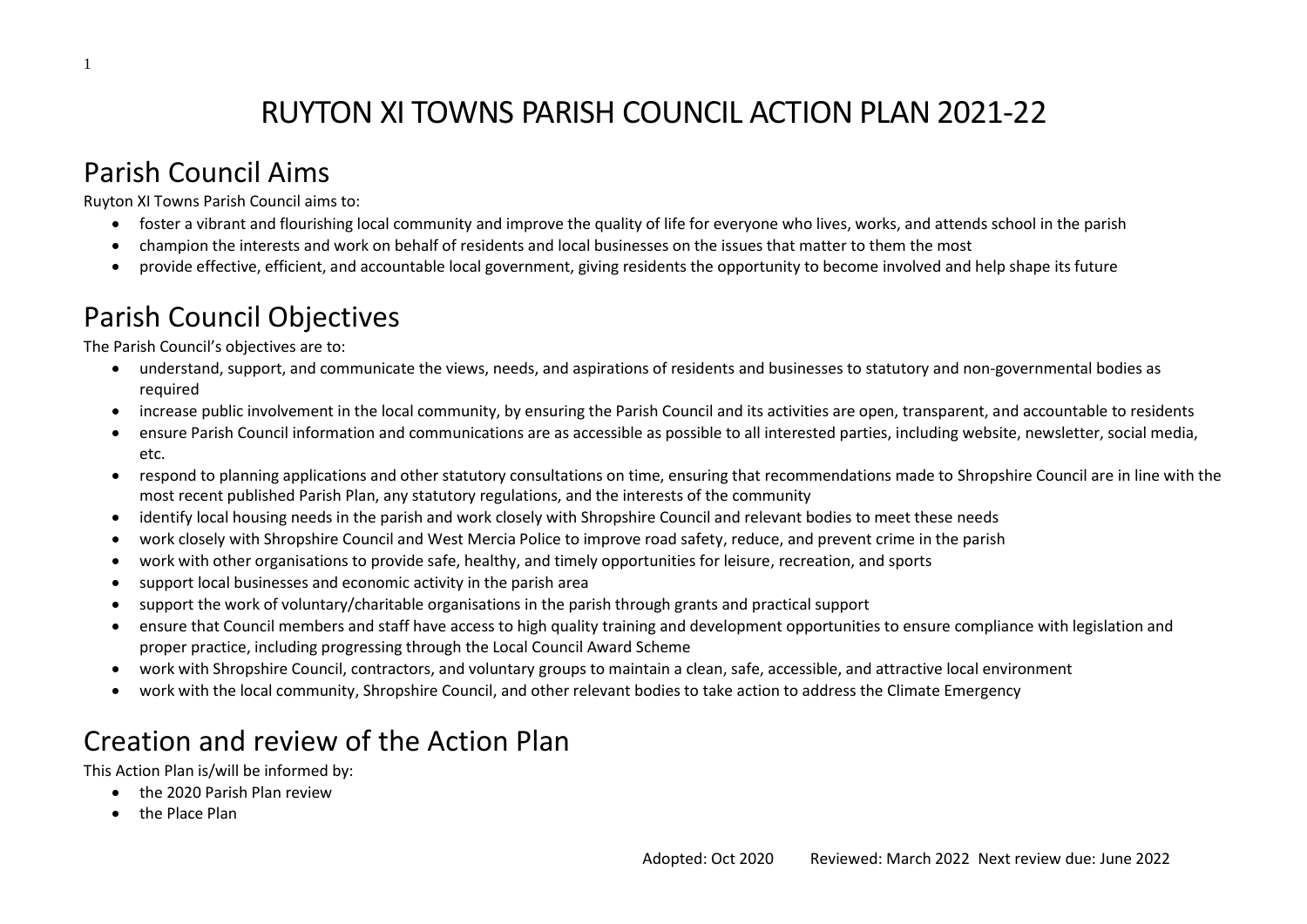# RUYTON XI TOWNS PARISH COUNCIL ACTION PLAN 2021-22

## Parish Council Aims

Ruyton XI Towns Parish Council aims to:

- foster a vibrant and flourishing local community and improve the quality of life for everyone who lives, works, and attends school in the parish
- champion the interests and work on behalf of residents and local businesses on the issues that matter to them the most
- provide effective, efficient, and accountable local government, giving residents the opportunity to become involved and help shape its future

## Parish Council Objectives

The Parish Council's objectives are to:

- understand, support, and communicate the views, needs, and aspirations of residents and businesses to statutory and non-governmental bodies as required
- increase public involvement in the local community, by ensuring the Parish Council and its activities are open, transparent, and accountable to residents
- ensure Parish Council information and communications are as accessible as possible to all interested parties, including website, newsletter, social media, etc.
- respond to planning applications and other statutory consultations on time, ensuring that recommendations made to Shropshire Council are in line with the most recent published Parish Plan, any statutory regulations, and the interests of the community
- identify local housing needs in the parish and work closely with Shropshire Council and relevant bodies to meet these needs
- work closely with Shropshire Council and West Mercia Police to improve road safety, reduce, and prevent crime in the parish
- work with other organisations to provide safe, healthy, and timely opportunities for leisure, recreation, and sports
- support local businesses and economic activity in the parish area
- support the work of voluntary/charitable organisations in the parish through grants and practical support
- ensure that Council members and staff have access to high quality training and development opportunities to ensure compliance with legislation and proper practice, including progressing through the Local Council Award Scheme
- work with Shropshire Council, contractors, and voluntary groups to maintain a clean, safe, accessible, and attractive local environment
- work with the local community, Shropshire Council, and other relevant bodies to take action to address the Climate Emergency

## Creation and review of the Action Plan

This Action Plan is/will be informed by:

- the 2020 Parish Plan review
- the Place Plan

Adopted: Oct 2020 Reviewed: March 2022 Next review due: June 2022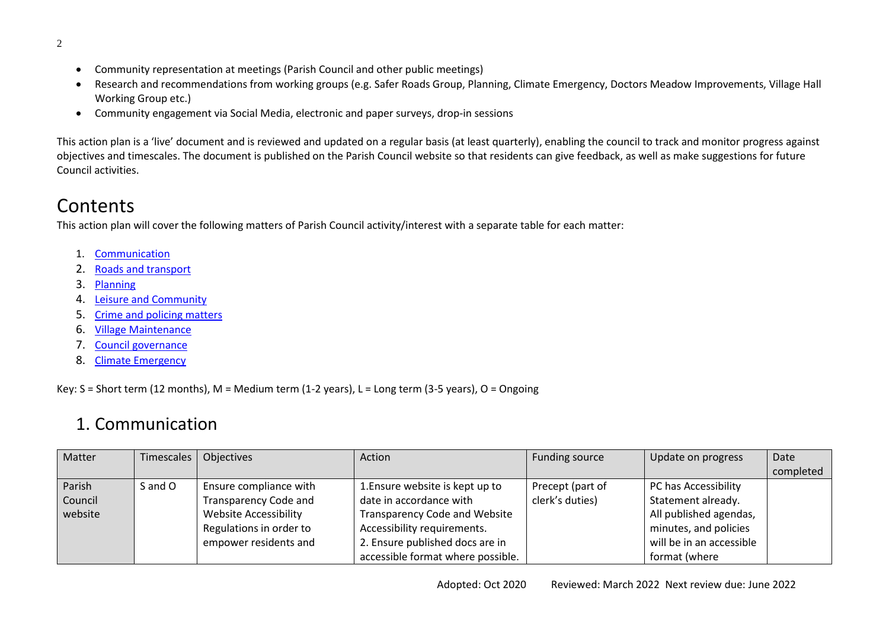- Community representation at meetings (Parish Council and other public meetings)
- Research and recommendations from working groups (e.g. Safer Roads Group, Planning, Climate Emergency, Doctors Meadow Improvements, Village Hall Working Group etc.)
- Community engagement via Social Media, electronic and paper surveys, drop-in sessions

This action plan is a 'live' document and is reviewed and updated on a regular basis (at least quarterly), enabling the council to track and monitor progress against objectives and timescales. The document is published on the Parish Council website so that residents can give feedback, as well as make suggestions for future Council activities.

# Contents

This action plan will cover the following matters of Parish Council activity/interest with a separate table for each matter:

1. Communication
2. Roads and transport
3. Planning
4. Leisure and Community
5. Crime and policing matters
6. Village Maintenance
7. Council governance
8. Climate Emergency

Key: S = Short term (12 months), M = Medium term (1-2 years), L = Long term (3-5 years), O = Ongoing

## 1. Communication

| Matter | Timescales | Objectives | Action | Funding source | Update on progress | Date completed |
|---|---|---|---|---|---|---|
| Parish Council website | S and O | Ensure compliance with Transparency Code and Website Accessibility Regulations in order to empower residents and | 1.Ensure website is kept up to date in accordance with Transparency Code and Website Accessibility requirements. 2. Ensure published docs are in accessible format where possible. | Precept (part of clerk's duties) | PC has Accessibility Statement already. All published agendas, minutes, and policies will be in an accessible format (where | |

Adopted: Oct 2020 Reviewed: March 2022 Next review due: June 2022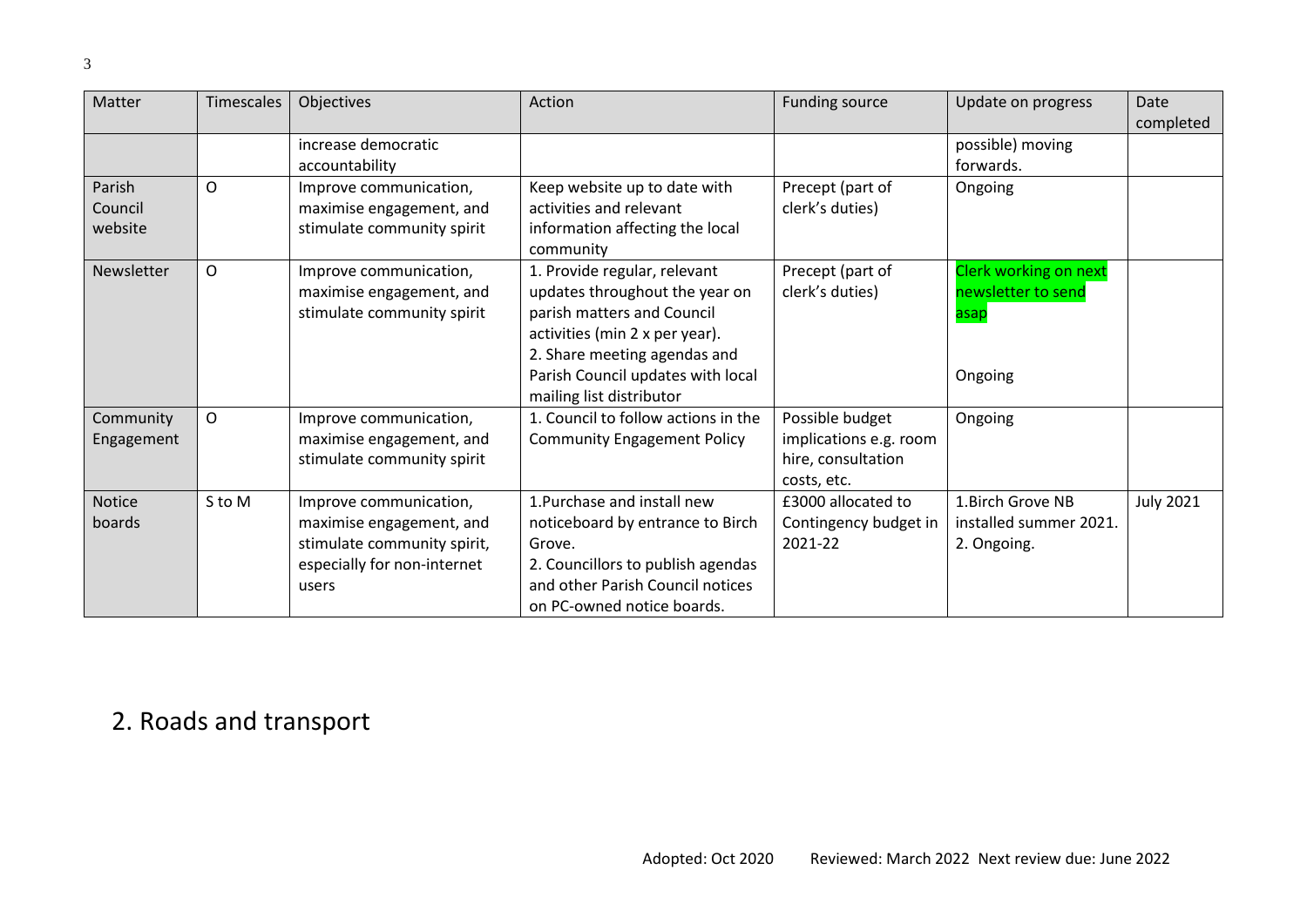| Matter | Timescales | Objectives | Action | Funding source | Update on progress | Date completed |
|---|---|---|---|---|---|---|
| | | increase democratic accountability | | | possible) moving forwards. | |
| Parish Council website | O | Improve communication, maximise engagement, and stimulate community spirit | Keep website up to date with activities and relevant information affecting the local community | Precept (part of clerk's duties) | Ongoing | |
| Newsletter | O | Improve communication, maximise engagement, and stimulate community spirit | 1. Provide regular, relevant updates throughout the year on parish matters and Council activities (min 2 x per year).<br>2. Share meeting agendas and Parish Council updates with local mailing list distributor | Precept (part of clerk's duties) | Clerk working on next newsletter to send asap<br><br>Ongoing | |
| Community Engagement | O | Improve communication, maximise engagement, and stimulate community spirit | 1. Council to follow actions in the Community Engagement Policy | Possible budget implications e.g. room hire, consultation costs, etc. | Ongoing | |
| Notice boards | S to M | Improve communication, maximise engagement, and stimulate community spirit, especially for non-internet users | 1.Purchase and install new noticeboard by entrance to Birch Grove.<br>2. Councillors to publish agendas and other Parish Council notices on PC-owned notice boards. | £3000 allocated to Contingency budget in 2021-22 | 1.Birch Grove NB installed summer 2021.<br>2. Ongoing. | July 2021 |

# 2. Roads and transport

Adopted: Oct 2020 Reviewed: March 2022 Next review due: June 2022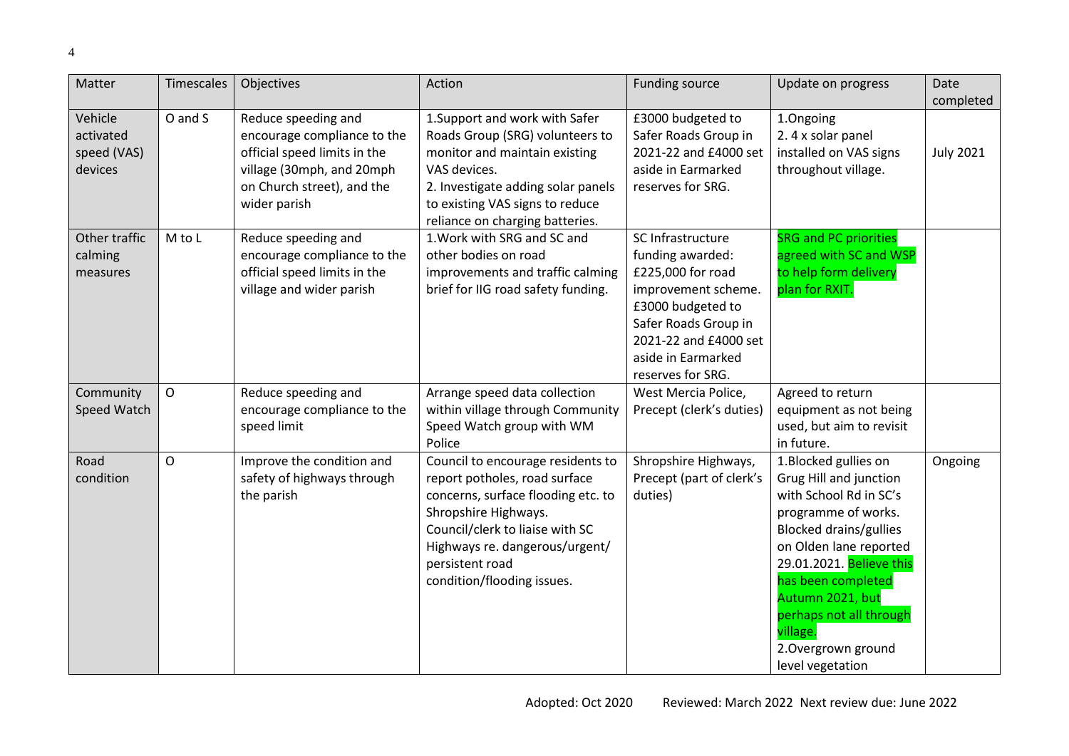| Matter | Timescales | Objectives | Action | Funding source | Update on progress | Date completed |
|---|---|---|---|---|---|---|
| Vehicle activated speed (VAS) devices | O and S | Reduce speeding and encourage compliance to the official speed limits in the village (30mph, and 20mph on Church street), and the wider parish | 1.Support and work with Safer Roads Group (SRG) volunteers to monitor and maintain existing VAS devices.<br>2. Investigate adding solar panels to existing VAS signs to reduce reliance on charging batteries. | £3000 budgeted to Safer Roads Group in 2021-22 and £4000 set aside in Earmarked reserves for SRG. | 1.Ongoing<br>2. 4 x solar panel installed on VAS signs throughout village. | July 2021 |
| Other traffic calming measures | M to L | Reduce speeding and encourage compliance to the official speed limits in the village and wider parish | 1.Work with SRG and SC and other bodies on road improvements and traffic calming brief for IIG road safety funding. | SC Infrastructure funding awarded: £225,000 for road improvement scheme. £3000 budgeted to Safer Roads Group in 2021-22 and £4000 set aside in Earmarked reserves for SRG. | SRG and PC priorities agreed with SC and WSP to help form delivery plan for RXIT. | |
| Community Speed Watch | O | Reduce speeding and encourage compliance to the speed limit | Arrange speed data collection within village through Community Speed Watch group with WM Police | West Mercia Police, Precept (clerk's duties) | Agreed to return equipment as not being used, but aim to revisit in future. | |
| Road condition | O | Improve the condition and safety of highways through the parish | Council to encourage residents to report potholes, road surface concerns, surface flooding etc. to Shropshire Highways.<br>Council/clerk to liaise with SC Highways re. dangerous/urgent/ persistent road condition/flooding issues. | Shropshire Highways, Precept (part of clerk's duties) | 1.Blocked gullies on Grug Hill and junction with School Rd in SC's programme of works. Blocked drains/gullies on Olden lane reported 29.01.2021. Believe this has been completed Autumn 2021, but perhaps not all through village.<br>2.Overgrown ground level vegetation | Ongoing |

Adopted: Oct 2020 Reviewed: March 2022 Next review due: June 2022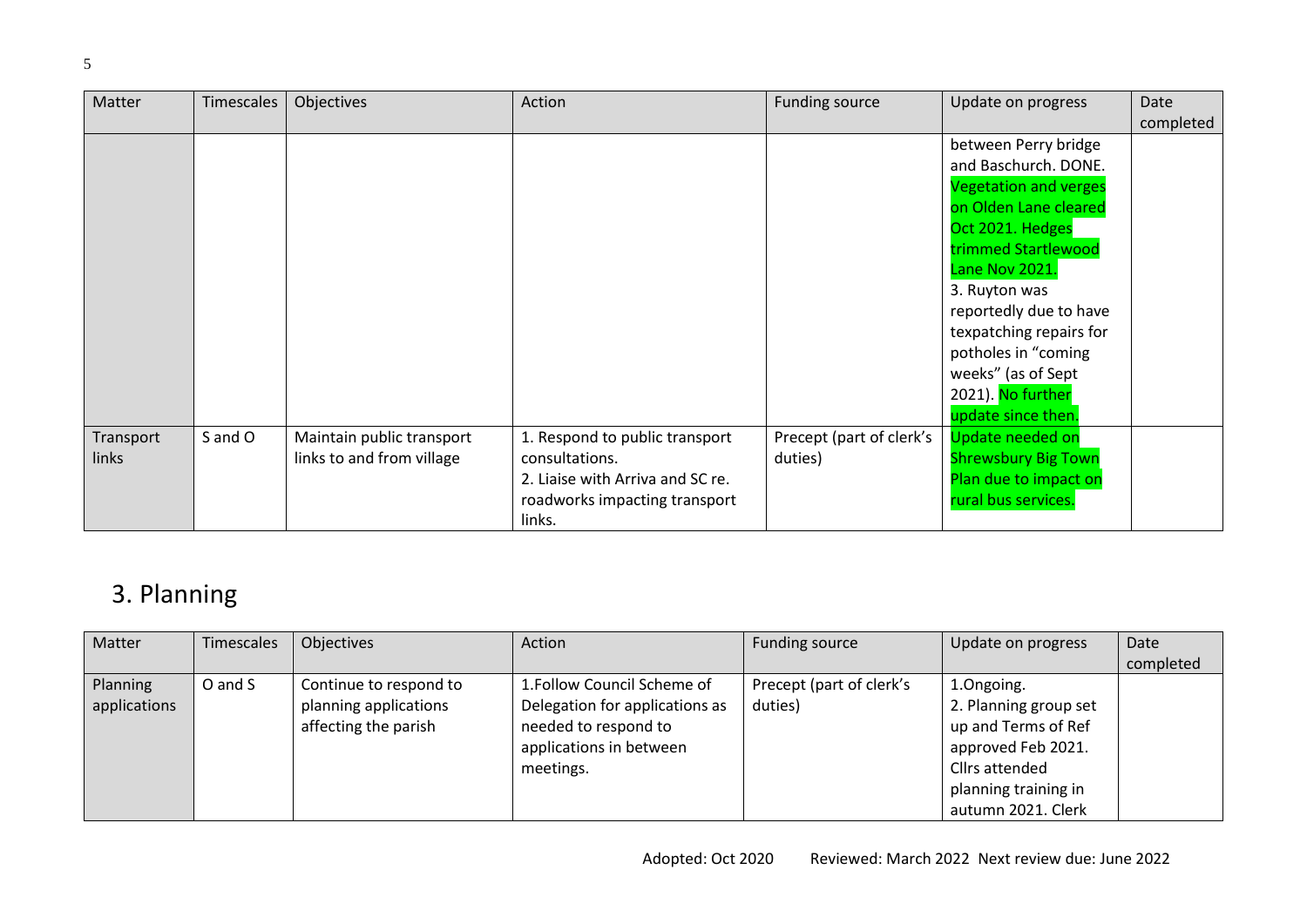| Matter | Timescales | Objectives | Action | Funding source | Update on progress | Date completed |
|---|---|---|---|---|---|---|
| | | | | | between Perry bridge and Baschurch. DONE. Vegetation and verges on Olden Lane cleared Oct 2021. Hedges trimmed Startlewood Lane Nov 2021. 3. Ruyton was reportedly due to have texpatching repairs for potholes in "coming weeks" (as of Sept 2021). No further update since then. | |
| Transport links | S and O | Maintain public transport links to and from village | 1. Respond to public transport consultations. 2. Liaise with Arriva and SC re. roadworks impacting transport links. | Precept (part of clerk's duties) | Update needed on Shrewsbury Big Town Plan due to impact on rural bus services. | |

# 3. Planning

| Matter | Timescales | Objectives | Action | Funding source | Update on progress | Date completed |
|---|---|---|---|---|---|---|
| Planning applications | O and S | Continue to respond to planning applications affecting the parish | 1.Follow Council Scheme of Delegation for applications as needed to respond to applications in between meetings. | Precept (part of clerk's duties) | 1.Ongoing. 2. Planning group set up and Terms of Ref approved Feb 2021. Cllrs attended planning training in autumn 2021. Clerk | |

Adopted: Oct 2020 Reviewed: March 2022 Next review due: June 2022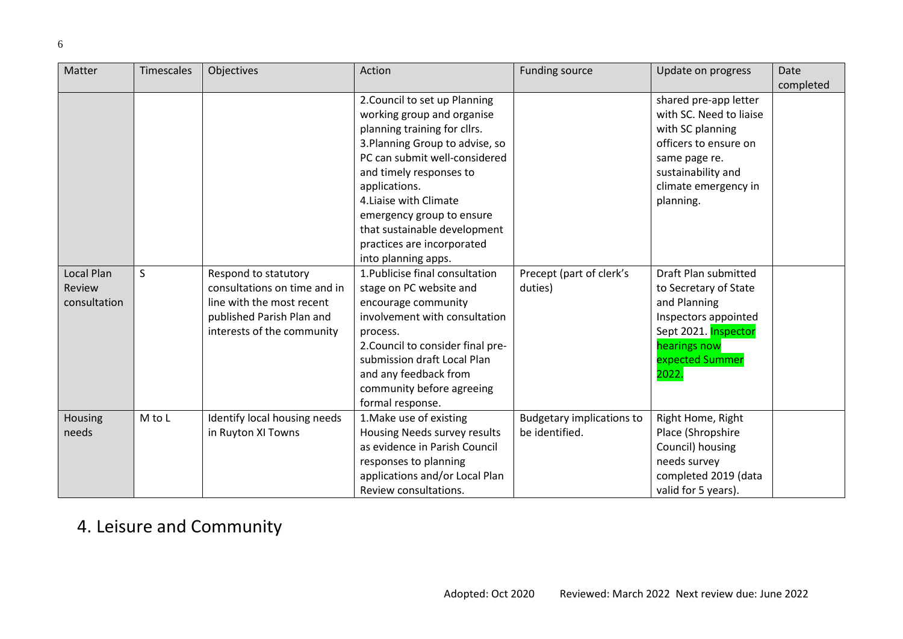| Matter | Timescales | Objectives | Action | Funding source | Update on progress | Date completed |
|---|---|---|---|---|---|---|
| | | | 2.Council to set up Planning working group and organise planning training for cllrs.<br>3.Planning Group to advise, so PC can submit well-considered and timely responses to applications.<br>4.Liaise with Climate emergency group to ensure that sustainable development practices are incorporated into planning apps. | | shared pre-app letter with SC. Need to liaise with SC planning officers to ensure on same page re. sustainability and climate emergency in planning. | |
| Local Plan Review consultation | S | Respond to statutory consultations on time and in line with the most recent published Parish Plan and interests of the community | 1.Publicise final consultation stage on PC website and encourage community involvement with consultation process.<br>2.Council to consider final pre-submission draft Local Plan and any feedback from community before agreeing formal response. | Precept (part of clerk's duties) | Draft Plan submitted to Secretary of State and Planning Inspectors appointed Sept 2021. Inspector hearings now expected Summer 2022. | |
| Housing needs | M to L | Identify local housing needs in Ruyton XI Towns | 1.Make use of existing Housing Needs survey results as evidence in Parish Council responses to planning applications and/or Local Plan Review consultations. | Budgetary implications to be identified. | Right Home, Right Place (Shropshire Council) housing needs survey completed 2019 (data valid for 5 years). | |

## 4. Leisure and Community

Adopted: Oct 2020 Reviewed: March 2022 Next review due: June 2022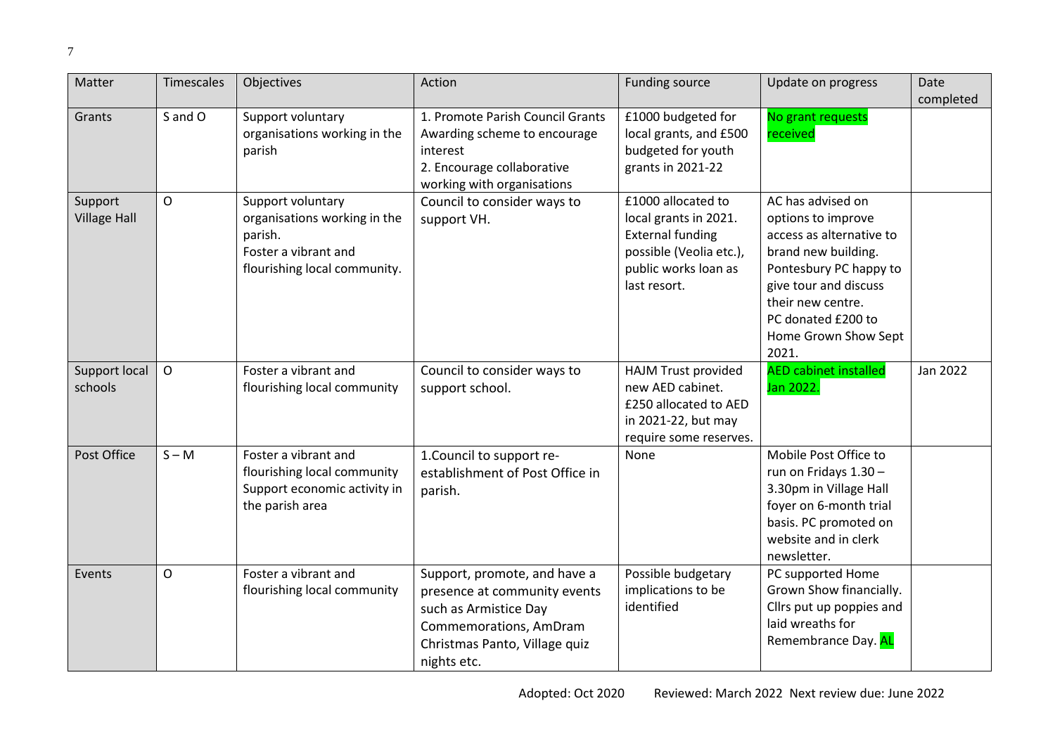| Matter | Timescales | Objectives | Action | Funding source | Update on progress | Date completed |
|---|---|---|---|---|---|---|
| Grants | S and O | Support voluntary organisations working in the parish | 1. Promote Parish Council Grants Awarding scheme to encourage interest<br>2. Encourage collaborative working with organisations | £1000 budgeted for local grants, and £500 budgeted for youth grants in 2021-22 | No grant requests received | |
| Support Village Hall | O | Support voluntary organisations working in the parish.<br>Foster a vibrant and flourishing local community. | Council to consider ways to support VH. | £1000 allocated to local grants in 2021. External funding possible (Veolia etc.), public works loan as last resort. | AC has advised on options to improve access as alternative to brand new building. Pontesbury PC happy to give tour and discuss their new centre.<br>PC donated £200 to Home Grown Show Sept 2021. | |
| Support local schools | O | Foster a vibrant and flourishing local community | Council to consider ways to support school. | HAJM Trust provided new AED cabinet. £250 allocated to AED in 2021-22, but may require some reserves. | AED cabinet installed Jan 2022. | Jan 2022 |
| Post Office | S – M | Foster a vibrant and flourishing local community<br>Support economic activity in the parish area | 1.Council to support re-establishment of Post Office in parish. | None | Mobile Post Office to run on Fridays 1.30 – 3.30pm in Village Hall foyer on 6-month trial basis. PC promoted on website and in clerk newsletter. | |
| Events | O | Foster a vibrant and flourishing local community | Support, promote, and have a presence at community events such as Armistice Day Commemorations, AmDram Christmas Panto, Village quiz nights etc. | Possible budgetary implications to be identified | PC supported Home Grown Show financially. Cllrs put up poppies and laid wreaths for Remembrance Day. AL | |

Adopted: Oct 2020 Reviewed: March 2022 Next review due: June 2022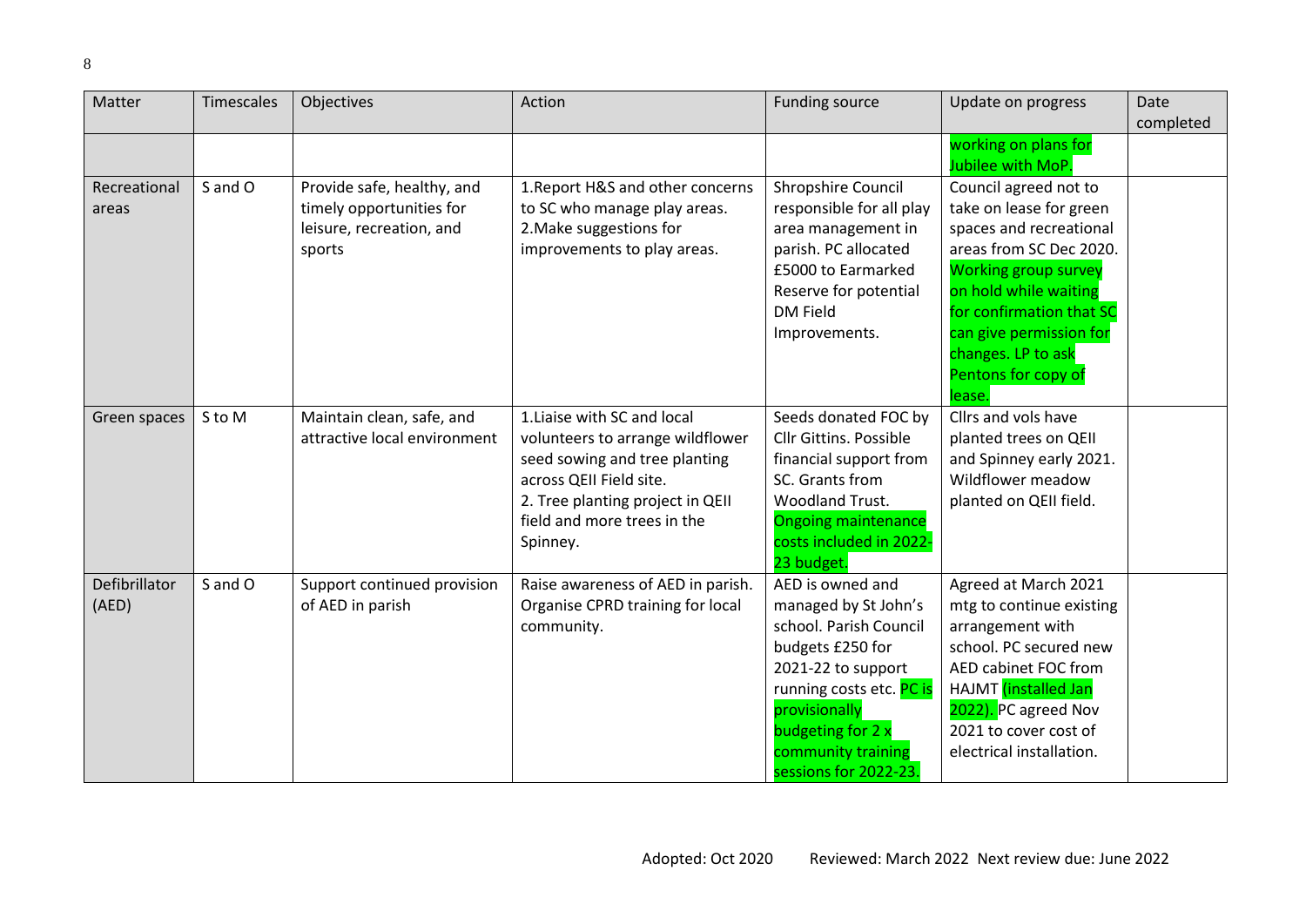| Matter | Timescales | Objectives | Action | Funding source | Update on progress | Date completed |
|---|---|---|---|---|---|---|
| | | | | | working on plans for Jubilee with MoP. | |
| Recreational areas | S and O | Provide safe, healthy, and timely opportunities for leisure, recreation, and sports | 1.Report H&S and other concerns to SC who manage play areas. 2.Make suggestions for improvements to play areas. | Shropshire Council responsible for all play area management in parish. PC allocated £5000 to Earmarked Reserve for potential DM Field Improvements. | Council agreed not to take on lease for green spaces and recreational areas from SC Dec 2020. Working group survey on hold while waiting for confirmation that SC can give permission for changes. LP to ask Pentons for copy of lease. | |
| Green spaces | S to M | Maintain clean, safe, and attractive local environment | 1.Liaise with SC and local volunteers to arrange wildflower seed sowing and tree planting across QEII Field site. 2. Tree planting project in QEII field and more trees in the Spinney. | Seeds donated FOC by Cllr Gittins. Possible financial support from SC. Grants from Woodland Trust. Ongoing maintenance costs included in 2022-23 budget. | Cllrs and vols have planted trees on QEII and Spinney early 2021. Wildflower meadow planted on QEII field. | |
| Defibrillator (AED) | S and O | Support continued provision of AED in parish | Raise awareness of AED in parish. Organise CPRD training for local community. | AED is owned and managed by St John's school. Parish Council budgets £250 for 2021-22 to support running costs etc. PC is provisionally budgeting for 2 x community training sessions for 2022-23. | Agreed at March 2021 mtg to continue existing arrangement with school. PC secured new AED cabinet FOC from HAJMT (installed Jan 2022). PC agreed Nov 2021 to cover cost of electrical installation. | |

Adopted: Oct 2020 Reviewed: March 2022 Next review due: June 2022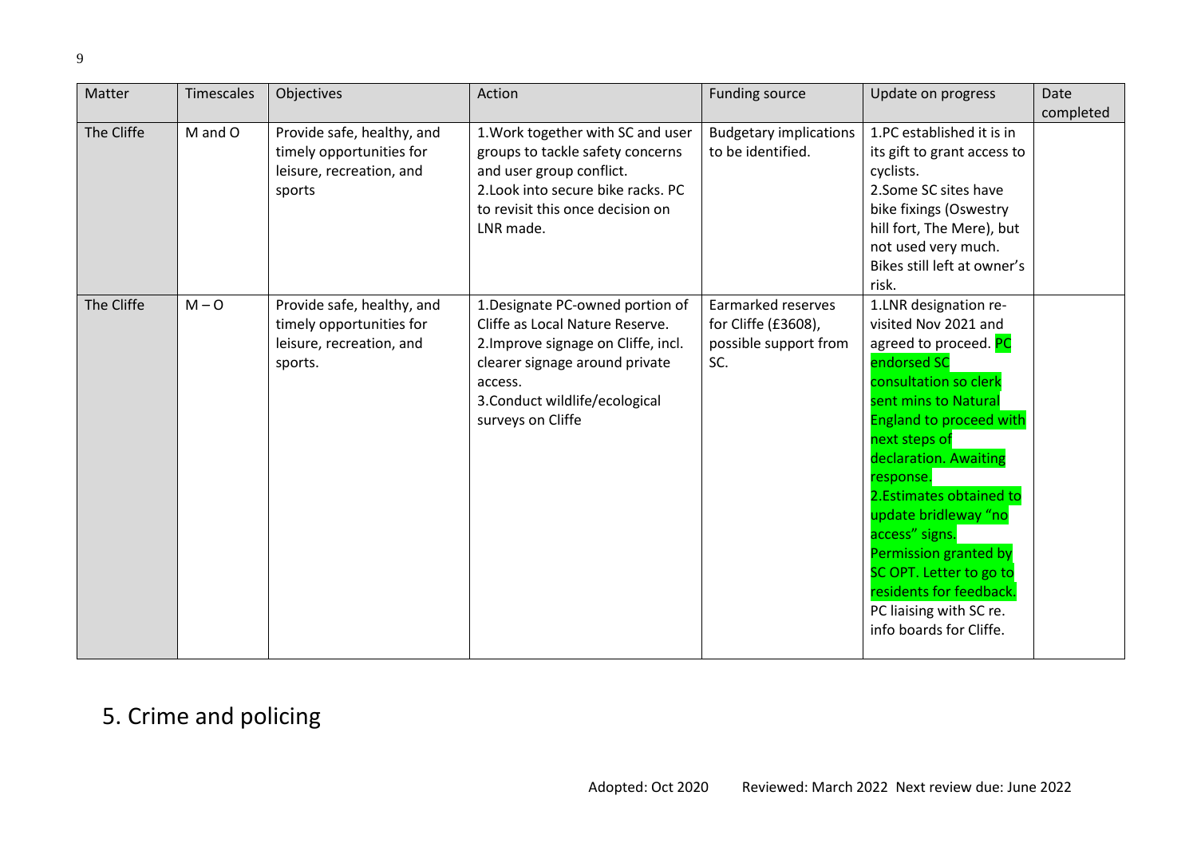| Matter | Timescales | Objectives | Action | Funding source | Update on progress | Date completed |
|---|---|---|---|---|---|---|
| The Cliffe | M and O | Provide safe, healthy, and timely opportunities for leisure, recreation, and sports | 1.Work together with SC and user groups to tackle safety concerns and user group conflict.<br>2.Look into secure bike racks. PC to revisit this once decision on LNR made. | Budgetary implications to be identified. | 1.PC established it is in its gift to grant access to cyclists.<br>2.Some SC sites have bike fixings (Oswestry hill fort, The Mere), but not used very much. Bikes still left at owner's risk. | |
| The Cliffe | M – O | Provide safe, healthy, and timely opportunities for leisure, recreation, and sports. | 1.Designate PC-owned portion of Cliffe as Local Nature Reserve.<br>2.Improve signage on Cliffe, incl. clearer signage around private access.<br>3.Conduct wildlife/ecological surveys on Cliffe | Earmarked reserves for Cliffe (£3608), possible support from SC. | 1.LNR designation re-visited Nov 2021 and agreed to proceed. PC endorsed SC consultation so clerk sent mins to Natural England to proceed with next steps of declaration. Awaiting response.<br>2.Estimates obtained to update bridleway "no access" signs. Permission granted by SC OPT. Letter to go to residents for feedback. PC liaising with SC re. info boards for Cliffe. | |

## 5. Crime and policing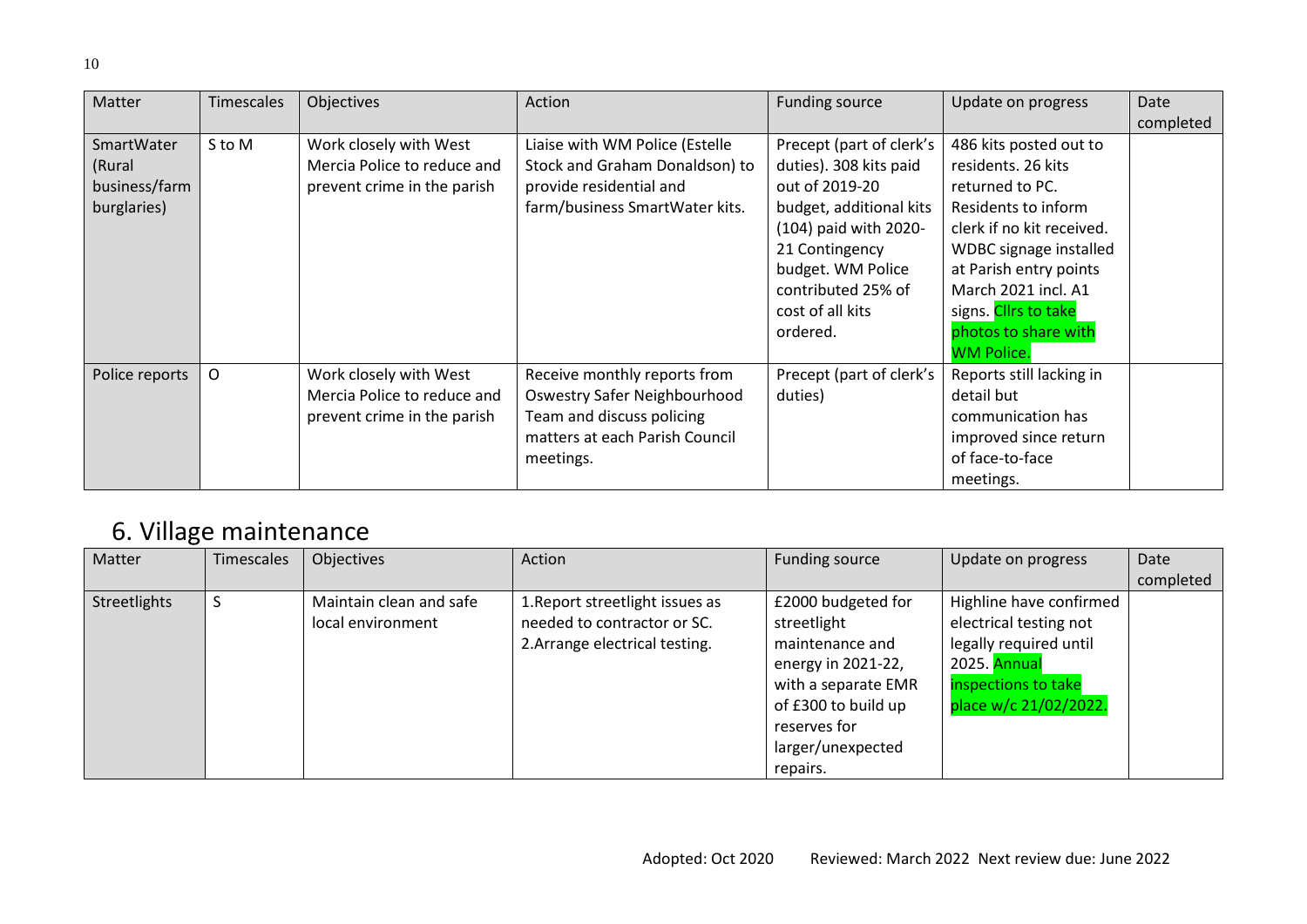| Matter | Timescales | Objectives | Action | Funding source | Update on progress | Date completed |
|---|---|---|---|---|---|---|
| SmartWater (Rural business/farm burglaries) | S to M | Work closely with West Mercia Police to reduce and prevent crime in the parish | Liaise with WM Police (Estelle Stock and Graham Donaldson) to provide residential and farm/business SmartWater kits. | Precept (part of clerk's duties). 308 kits paid out of 2019-20 budget, additional kits (104) paid with 2020-21 Contingency budget. WM Police contributed 25% of cost of all kits ordered. | 486 kits posted out to residents. 26 kits returned to PC. Residents to inform clerk if no kit received. WDBC signage installed at Parish entry points March 2021 incl. A1 signs. Cllrs to take photos to share with WM Police. | |
| Police reports | O | Work closely with West Mercia Police to reduce and prevent crime in the parish | Receive monthly reports from Oswestry Safer Neighbourhood Team and discuss policing matters at each Parish Council meetings. | Precept (part of clerk's duties) | Reports still lacking in detail but communication has improved since return of face-to-face meetings. | |

## 6. Village maintenance

| Matter | Timescales | Objectives | Action | Funding source | Update on progress | Date completed |
|---|---|---|---|---|---|---|
| Streetlights | S | Maintain clean and safe local environment | 1. Report streetlight issues as needed to contractor or SC.<br>2. Arrange electrical testing. | £2000 budgeted for streetlight maintenance and energy in 2021-22, with a separate EMR of £300 to build up reserves for larger/unexpected repairs. | Highline have confirmed electrical testing not legally required until 2025. Annual inspections to take place w/c 21/02/2022. | |

Adopted: Oct 2020 Reviewed: March 2022 Next review due: June 2022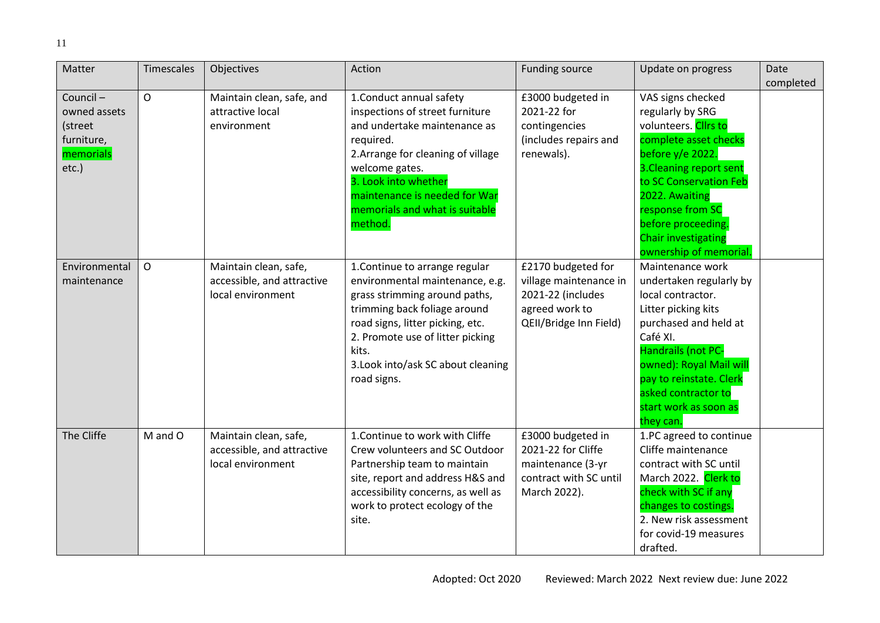| Matter | Timescales | Objectives | Action | Funding source | Update on progress | Date completed |
|---|---|---|---|---|---|---|
| Council – owned assets (street furniture, memorials etc.) | O | Maintain clean, safe, and attractive local environment | 1.Conduct annual safety inspections of street furniture and undertake maintenance as required.<br>2.Arrange for cleaning of village welcome gates.<br>3. Look into whether maintenance is needed for War memorials and what is suitable method. | £3000 budgeted in 2021-22 for contingencies (includes repairs and renewals). | VAS signs checked regularly by SRG volunteers. Cllrs to complete asset checks before y/e 2022.<br>3.Cleaning report sent to SC Conservation Feb 2022. Awaiting response from SC before proceeding. Chair investigating ownership of memorial. | |
| Environmental maintenance | O | Maintain clean, safe, accessible, and attractive local environment | 1.Continue to arrange regular environmental maintenance, e.g. grass strimming around paths, trimming back foliage around road signs, litter picking, etc.<br>2. Promote use of litter picking kits.<br>3.Look into/ask SC about cleaning road signs. | £2170 budgeted for village maintenance in 2021-22 (includes agreed work to QEII/Bridge Inn Field) | Maintenance work undertaken regularly by local contractor.<br>Litter picking kits purchased and held at Café XI.<br>Handrails (not PC-owned): Royal Mail will pay to reinstate. Clerk asked contractor to start work as soon as they can. | |
| The Cliffe | M and O | Maintain clean, safe, accessible, and attractive local environment | 1.Continue to work with Cliffe Crew volunteers and SC Outdoor Partnership team to maintain site, report and address H&S and accessibility concerns, as well as work to protect ecology of the site. | £3000 budgeted in 2021-22 for Cliffe maintenance (3-yr contract with SC until March 2022). | 1.PC agreed to continue Cliffe maintenance contract with SC until March 2022. Clerk to check with SC if any changes to costings.<br>2. New risk assessment for covid-19 measures drafted. | |

Adopted: Oct 2020 Reviewed: March 2022 Next review due: June 2022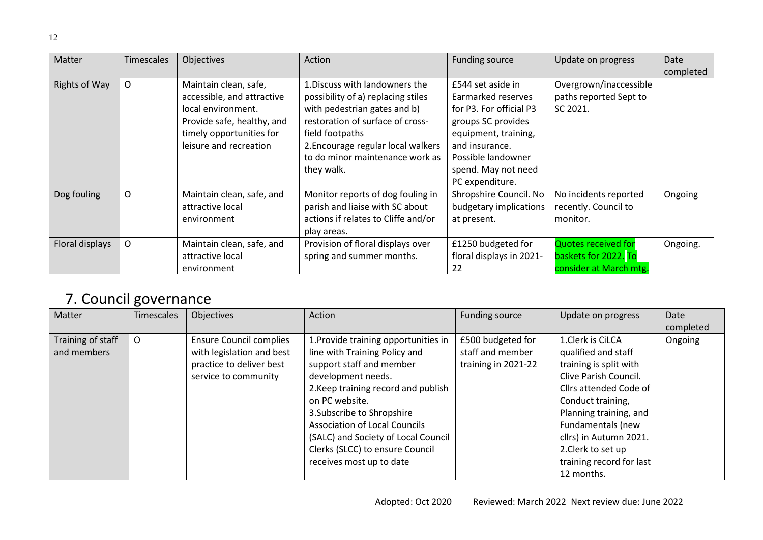| Matter | Timescales | Objectives | Action | Funding source | Update on progress | Date completed |
|---|---|---|---|---|---|---|
| Rights of Way | O | Maintain clean, safe, accessible, and attractive local environment. Provide safe, healthy, and timely opportunities for leisure and recreation | 1.Discuss with landowners the possibility of a) replacing stiles with pedestrian gates and b) restoration of surface of cross-field footpaths 2.Encourage regular local walkers to do minor maintenance work as they walk. | £544 set aside in Earmarked reserves for P3. For official P3 groups SC provides equipment, training, and insurance. Possible landowner spend. May not need PC expenditure. | Overgrown/inaccessible paths reported Sept to SC 2021. | |
| Dog fouling | O | Maintain clean, safe, and attractive local environment | Monitor reports of dog fouling in parish and liaise with SC about actions if relates to Cliffe and/or play areas. | Shropshire Council. No budgetary implications at present. | No incidents reported recently. Council to monitor. | Ongoing |
| Floral displays | O | Maintain clean, safe, and attractive local environment | Provision of floral displays over spring and summer months. | £1250 budgeted for floral displays in 2021-22 | Quotes received for baskets for 2022. To consider at March mtg. | Ongoing. |

## 7. Council governance

| Matter | Timescales | Objectives | Action | Funding source | Update on progress | Date completed |
|---|---|---|---|---|---|---|
| Training of staff and members | O | Ensure Council complies with legislation and best practice to deliver best service to community | 1.Provide training opportunities in line with Training Policy and support staff and member development needs. 2.Keep training record and publish on PC website. 3.Subscribe to Shropshire Association of Local Councils (SALC) and Society of Local Council Clerks (SLCC) to ensure Council receives most up to date | £500 budgeted for staff and member training in 2021-22 | 1.Clerk is CiLCA qualified and staff training is split with Clive Parish Council. Cllrs attended Code of Conduct training, Planning training, and Fundamentals (new cllrs) in Autumn 2021. 2.Clerk to set up training record for last 12 months. | Ongoing |

Adopted: Oct 2020 Reviewed: March 2022 Next review due: June 2022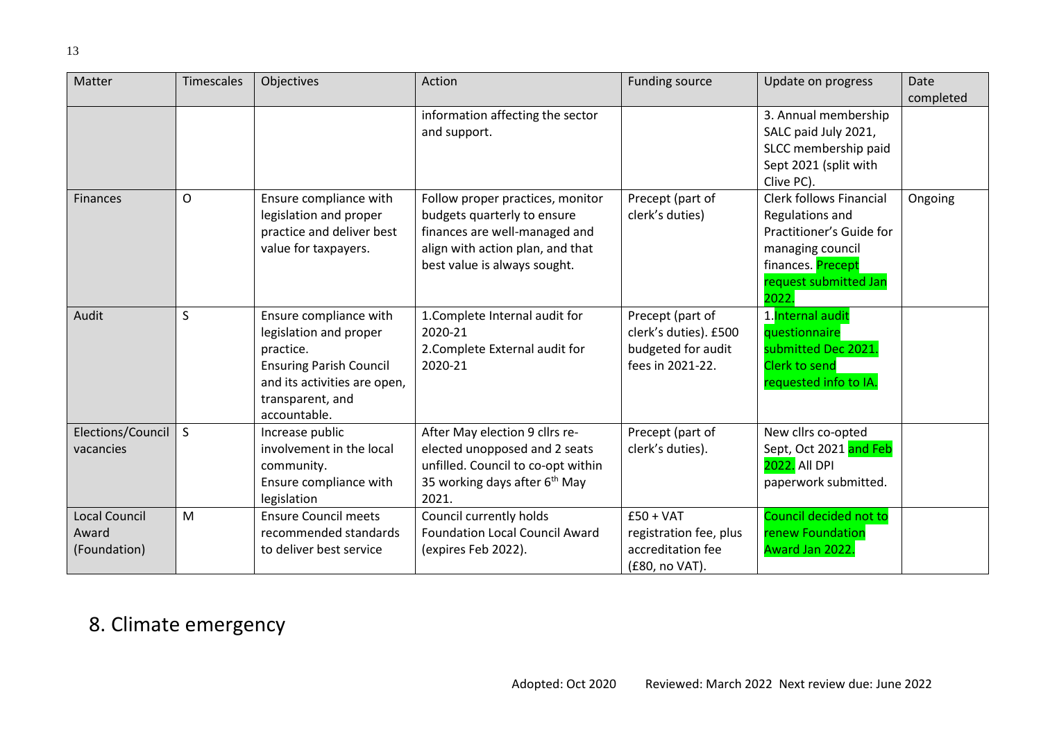| Matter | Timescales | Objectives | Action | Funding source | Update on progress | Date completed |
|---|---|---|---|---|---|---|
| | | | information affecting the sector and support. | | 3. Annual membership SALC paid July 2021, SLCC membership paid Sept 2021 (split with Clive PC). | |
| Finances | O | Ensure compliance with legislation and proper practice and deliver best value for taxpayers. | Follow proper practices, monitor budgets quarterly to ensure finances are well-managed and align with action plan, and that best value is always sought. | Precept (part of clerk's duties) | Clerk follows Financial Regulations and Practitioner's Guide for managing council finances. Precept request submitted Jan 2022. | Ongoing |
| Audit | S | Ensure compliance with legislation and proper practice.<br>Ensuring Parish Council and its activities are open, transparent, and accountable. | 1.Complete Internal audit for 2020-21<br>2.Complete External audit for 2020-21 | Precept (part of clerk's duties). £500 budgeted for audit fees in 2021-22. | 1.Internal audit questionnaire submitted Dec 2021. Clerk to send requested info to IA. | |
| Elections/Council vacancies | S | Increase public involvement in the local community.<br>Ensure compliance with legislation | After May election 9 cllrs re-elected unopposed and 2 seats unfilled. Council to co-opt within 35 working days after 6th May 2021. | Precept (part of clerk's duties). | New cllrs co-opted Sept, Oct 2021 and Feb 2022. All DPI paperwork submitted. | |
| Local Council Award (Foundation) | M | Ensure Council meets recommended standards to deliver best service | Council currently holds Foundation Local Council Award (expires Feb 2022). | £50 + VAT registration fee, plus accreditation fee (£80, no VAT). | Council decided not to renew Foundation Award Jan 2022. | |

# 8. Climate emergency

Adopted: Oct 2020 Reviewed: March 2022 Next review due: June 2022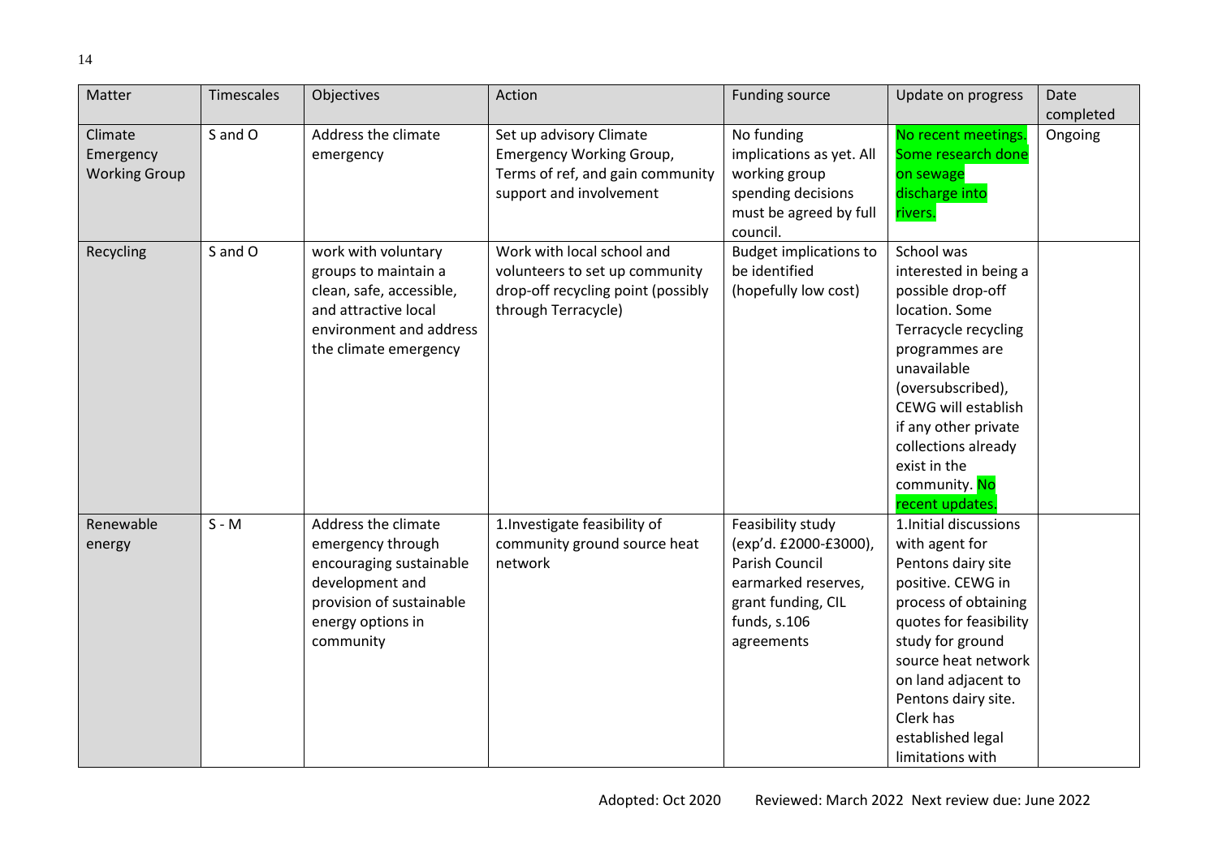| Matter | Timescales | Objectives | Action | Funding source | Update on progress | Date completed |
|---|---|---|---|---|---|---|
| Climate Emergency Working Group | S and O | Address the climate emergency | Set up advisory Climate Emergency Working Group, Terms of ref, and gain community support and involvement | No funding implications as yet. All working group spending decisions must be agreed by full council. | No recent meetings. Some research done on sewage discharge into rivers. | Ongoing |
| Recycling | S and O | work with voluntary groups to maintain a clean, safe, accessible, and attractive local environment and address the climate emergency | Work with local school and volunteers to set up community drop-off recycling point (possibly through Terracycle) | Budget implications to be identified (hopefully low cost) | School was interested in being a possible drop-off location. Some Terracycle recycling programmes are unavailable (oversubscribed), CEWG will establish if any other private collections already exist in the community. No recent updates. | |
| Renewable energy | S - M | Address the climate emergency through encouraging sustainable development and provision of sustainable energy options in community | 1.Investigate feasibility of community ground source heat network | Feasibility study (exp'd. £2000-£3000), Parish Council earmarked reserves, grant funding, CIL funds, s.106 agreements | 1.Initial discussions with agent for Pentons dairy site positive. CEWG in process of obtaining quotes for feasibility study for ground source heat network on land adjacent to Pentons dairy site. Clerk has established legal limitations with | |

Adopted: Oct 2020 Reviewed: March 2022 Next review due: June 2022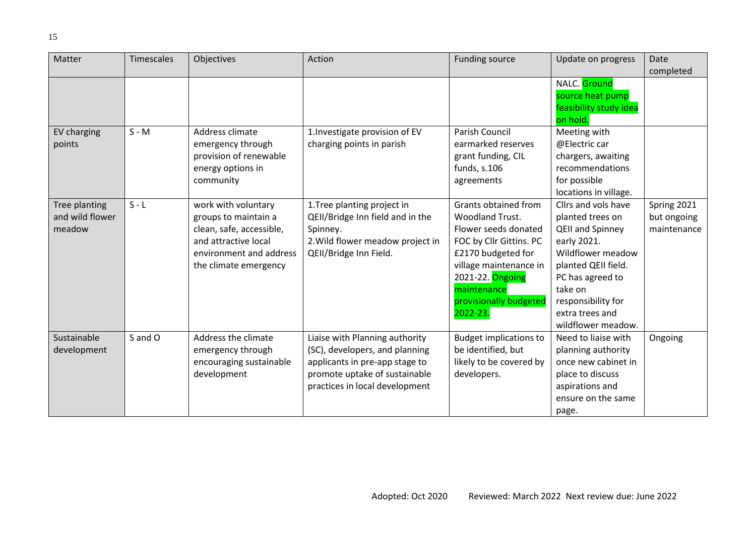| Matter | Timescales | Objectives | Action | Funding source | Update on progress | Date completed |
|---|---|---|---|---|---|---|
| | | | | | NALC. Ground source heat pump feasibility study idea on hold. | |
| EV charging points | S - M | Address climate emergency through provision of renewable energy options in community | 1.Investigate provision of EV charging points in parish | Parish Council earmarked reserves grant funding, CIL funds, s.106 agreements | Meeting with @Electric car chargers, awaiting recommendations for possible locations in village. | |
| Tree planting and wild flower meadow | S - L | work with voluntary groups to maintain a clean, safe, accessible, and attractive local environment and address the climate emergency | 1.Tree planting project in QEII/Bridge Inn field and in the Spinney.<br>2.Wild flower meadow project in QEII/Bridge Inn Field. | Grants obtained from Woodland Trust. Flower seeds donated FOC by Cllr Gittins. PC £2170 budgeted for village maintenance in 2021-22. Ongoing maintenance provisionally budgeted 2022-23. | Cllrs and vols have planted trees on QEII and Spinney early 2021. Wildflower meadow planted QEII field. PC has agreed to take on responsibility for extra trees and wildflower meadow. | Spring 2021 but ongoing maintenance |
| Sustainable development | S and O | Address the climate emergency through encouraging sustainable development | Liaise with Planning authority (SC), developers, and planning applicants in pre-app stage to promote uptake of sustainable practices in local development | Budget implications to be identified, but likely to be covered by developers. | Need to liaise with planning authority once new cabinet in place to discuss aspirations and ensure on the same page. | Ongoing |

Adopted: Oct 2020 Reviewed: March 2022 Next review due: June 2022